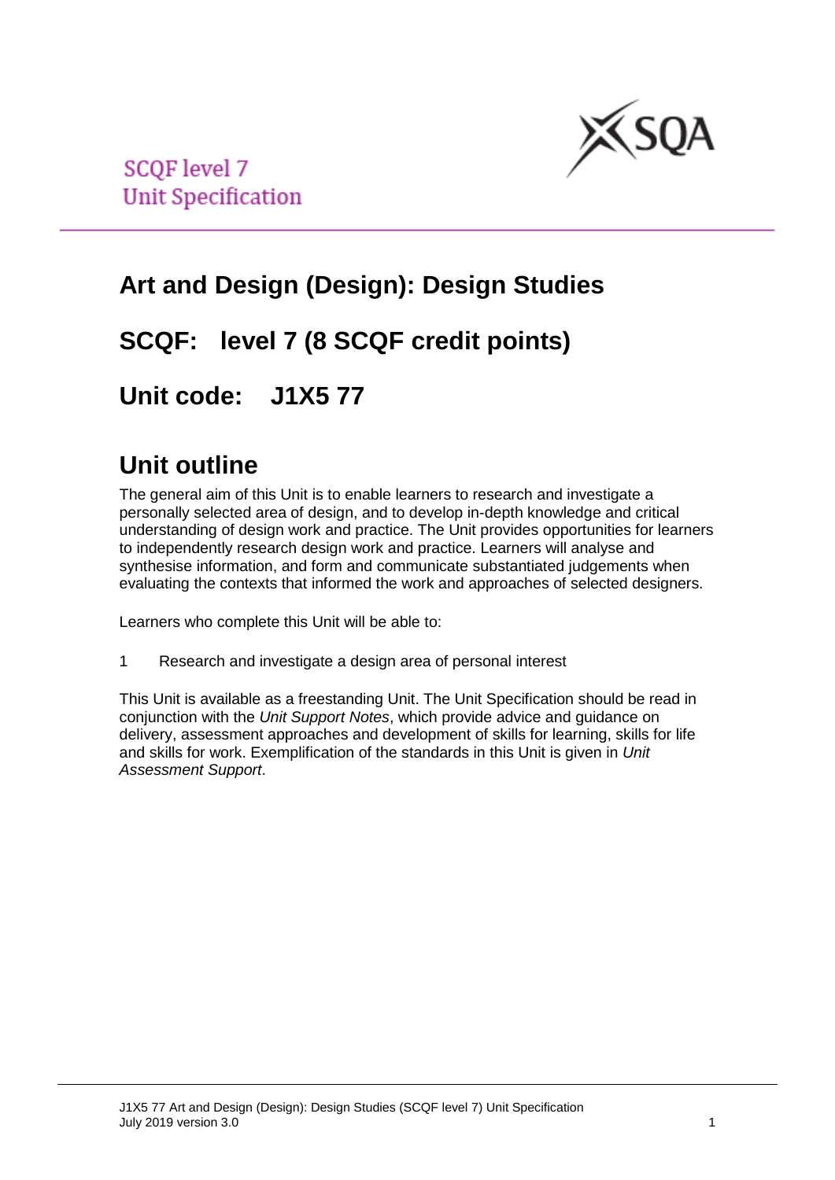SCQF level 7
Unit Specification

# Art and Design (Design): Design Studies

## SCQF: level 7 (8 SCQF credit points)

## Unit code: J1X5 77

# Unit outline

The general aim of this Unit is to enable learners to research and investigate a personally selected area of design, and to develop in-depth knowledge and critical understanding of design work and practice. The Unit provides opportunities for learners to independently research design work and practice. Learners will analyse and synthesise information, and form and communicate substantiated judgements when evaluating the contexts that informed the work and approaches of selected designers.

Learners who complete this Unit will be able to:

1 Research and investigate a design area of personal interest

This Unit is available as a freestanding Unit. The Unit Specification should be read in conjunction with the *Unit Support Notes*, which provide advice and guidance on delivery, assessment approaches and development of skills for learning, skills for life and skills for work. Exemplification of the standards in this Unit is given in *Unit Assessment Support*.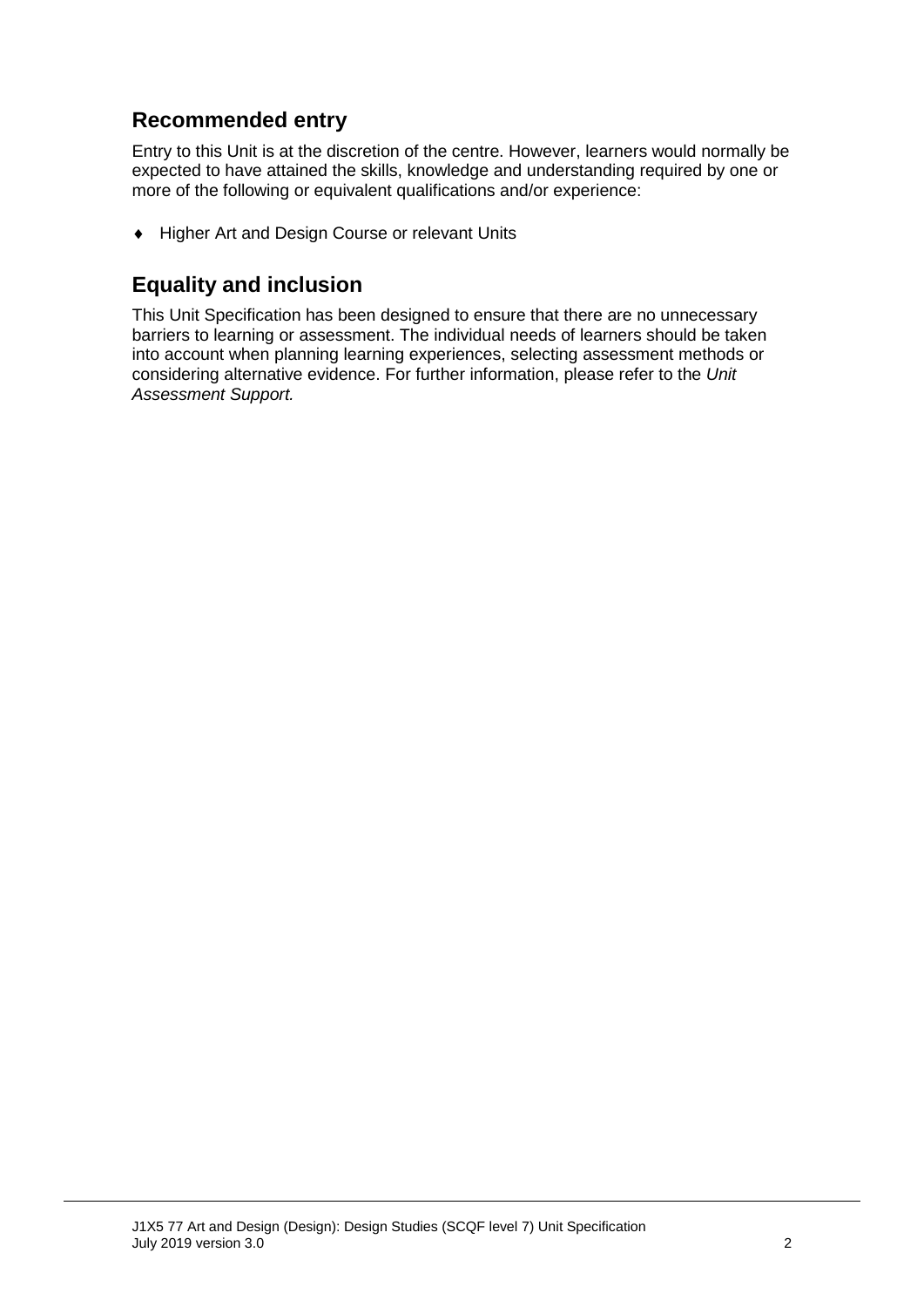## Recommended entry

Entry to this Unit is at the discretion of the centre. However, learners would normally be expected to have attained the skills, knowledge and understanding required by one or more of the following or equivalent qualifications and/or experience:

- Higher Art and Design Course or relevant Units

## Equality and inclusion

This Unit Specification has been designed to ensure that there are no unnecessary barriers to learning or assessment. The individual needs of learners should be taken into account when planning learning experiences, selecting assessment methods or considering alternative evidence. For further information, please refer to the *Unit Assessment Support.*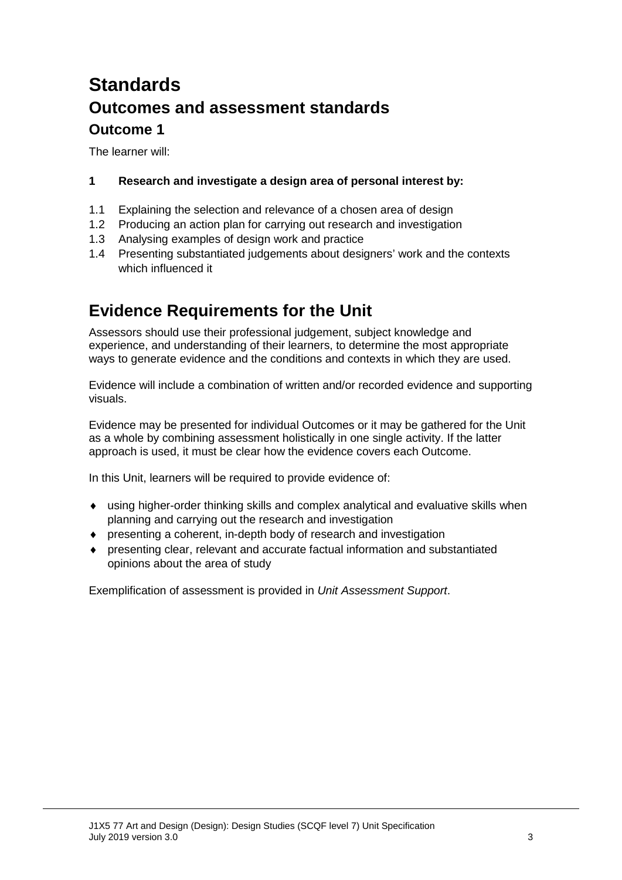# Standards

## Outcomes and assessment standards

### Outcome 1

The learner will:

**1 Research and investigate a design area of personal interest by:**

1.1 Explaining the selection and relevance of a chosen area of design
1.2 Producing an action plan for carrying out research and investigation
1.3 Analysing examples of design work and practice
1.4 Presenting substantiated judgements about designers' work and the contexts which influenced it

## Evidence Requirements for the Unit

Assessors should use their professional judgement, subject knowledge and experience, and understanding of their learners, to determine the most appropriate ways to generate evidence and the conditions and contexts in which they are used.

Evidence will include a combination of written and/or recorded evidence and supporting visuals.

Evidence may be presented for individual Outcomes or it may be gathered for the Unit as a whole by combining assessment holistically in one single activity. If the latter approach is used, it must be clear how the evidence covers each Outcome.

In this Unit, learners will be required to provide evidence of:

- using higher-order thinking skills and complex analytical and evaluative skills when planning and carrying out the research and investigation
- presenting a coherent, in-depth body of research and investigation
- presenting clear, relevant and accurate factual information and substantiated opinions about the area of study

Exemplification of assessment is provided in *Unit Assessment Support*.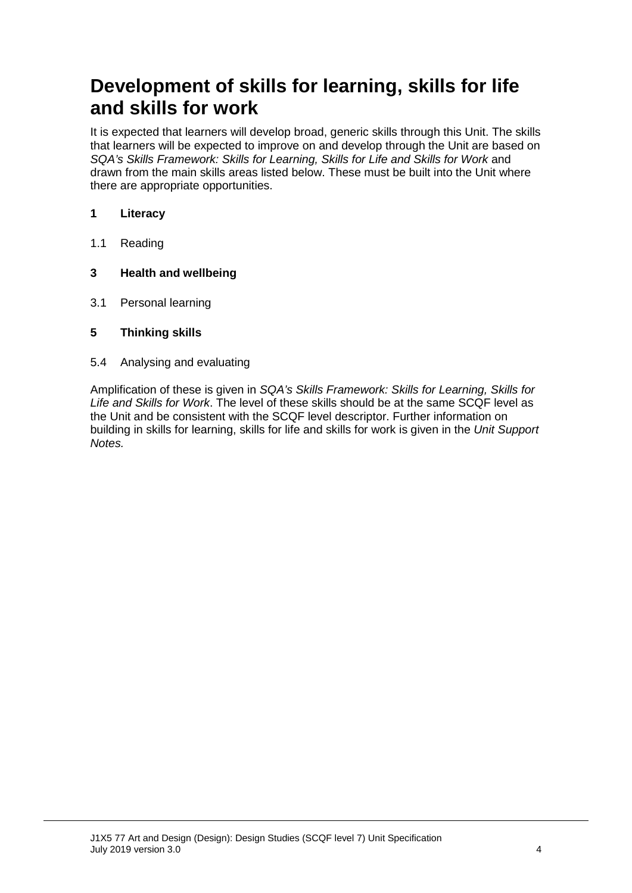# Development of skills for learning, skills for life and skills for work

It is expected that learners will develop broad, generic skills through this Unit. The skills that learners will be expected to improve on and develop through the Unit are based on *SQA's Skills Framework: Skills for Learning, Skills for Life and Skills for Work* and drawn from the main skills areas listed below. These must be built into the Unit where there are appropriate opportunities.

**1 Literacy**

1.1 Reading

**3 Health and wellbeing**

3.1 Personal learning

**5 Thinking skills**

5.4 Analysing and evaluating

Amplification of these is given in *SQA's Skills Framework: Skills for Learning, Skills for Life and Skills for Work*. The level of these skills should be at the same SCQF level as the Unit and be consistent with the SCQF level descriptor. Further information on building in skills for learning, skills for life and skills for work is given in the *Unit Support Notes.*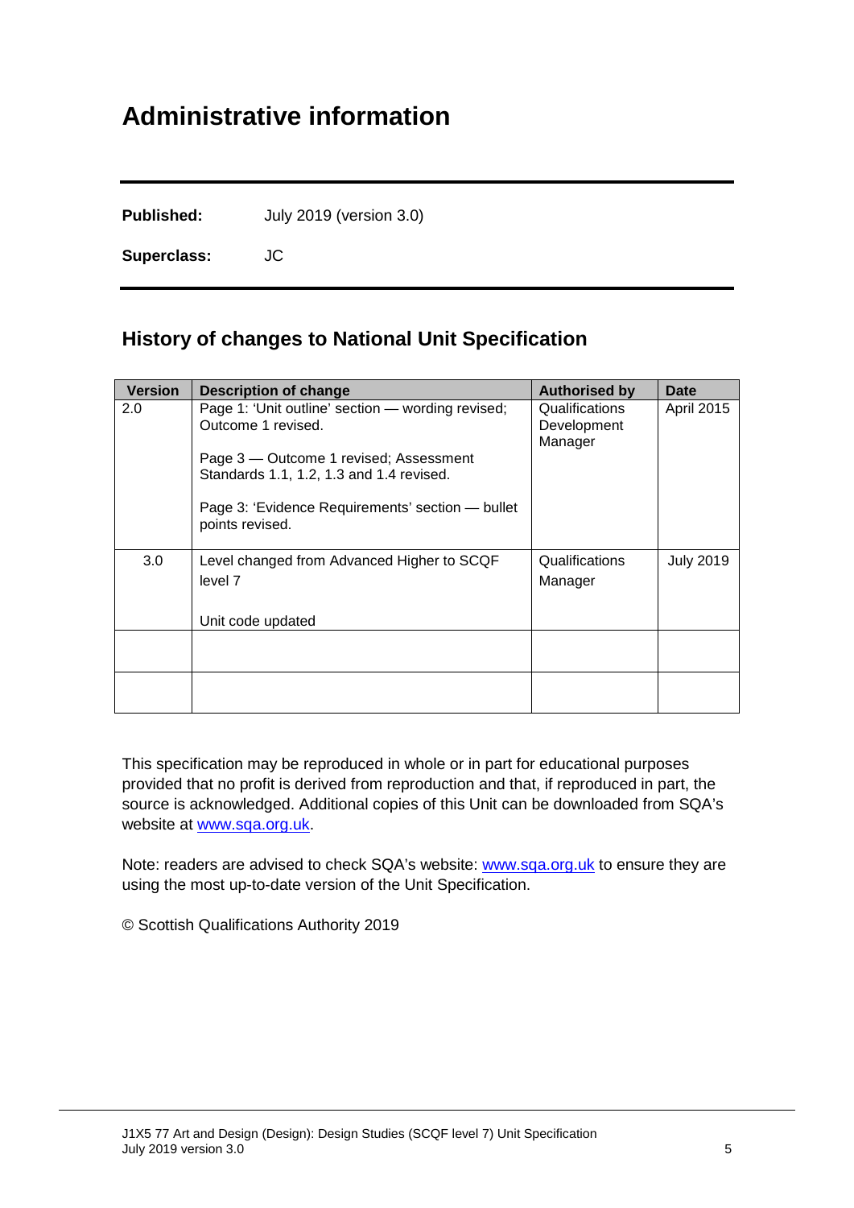# Administrative information

**Published:** July 2019 (version 3.0)

**Superclass:** JC

## History of changes to National Unit Specification

| Version | Description of change | Authorised by | Date |
|---|---|---|---|
| 2.0 | Page 1: 'Unit outline' section — wording revised; Outcome 1 revised.<br><br>Page 3 — Outcome 1 revised; Assessment Standards 1.1, 1.2, 1.3 and 1.4 revised.<br><br>Page 3: 'Evidence Requirements' section — bullet points revised. | Qualifications Development Manager | April 2015 |
| 3.0 | Level changed from Advanced Higher to SCQF level 7<br><br>Unit code updated | Qualifications Manager | July 2019 |
| | | | |
| | | | |

This specification may be reproduced in whole or in part for educational purposes provided that no profit is derived from reproduction and that, if reproduced in part, the source is acknowledged. Additional copies of this Unit can be downloaded from SQA's website at www.sqa.org.uk.

Note: readers are advised to check SQA's website: www.sqa.org.uk to ensure they are using the most up-to-date version of the Unit Specification.

© Scottish Qualifications Authority 2019